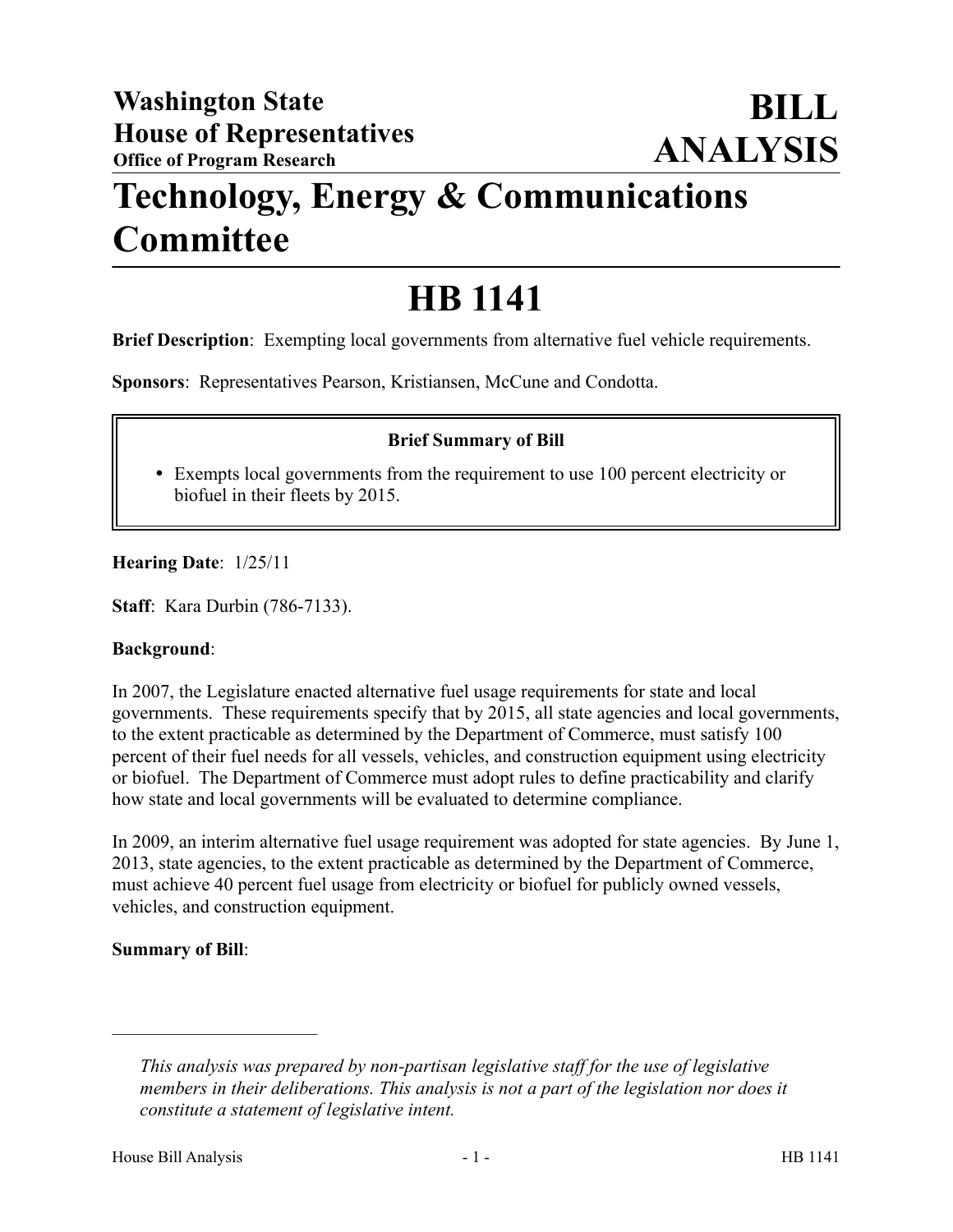**Washington State House of Representatives**
**Office of Program Research**

# BILL ANALYSIS

# Technology, Energy & Communications Committee

# HB 1141

**Brief Description**: Exempting local governments from alternative fuel vehicle requirements.

**Sponsors**: Representatives Pearson, Kristiansen, McCune and Condotta.

**Brief Summary of Bill**

- Exempts local governments from the requirement to use 100 percent electricity or biofuel in their fleets by 2015.

**Hearing Date**: 1/25/11

**Staff**: Kara Durbin (786-7133).

**Background**:

In 2007, the Legislature enacted alternative fuel usage requirements for state and local governments. These requirements specify that by 2015, all state agencies and local governments, to the extent practicable as determined by the Department of Commerce, must satisfy 100 percent of their fuel needs for all vessels, vehicles, and construction equipment using electricity or biofuel. The Department of Commerce must adopt rules to define practicability and clarify how state and local governments will be evaluated to determine compliance.

In 2009, an interim alternative fuel usage requirement was adopted for state agencies. By June 1, 2013, state agencies, to the extent practicable as determined by the Department of Commerce, must achieve 40 percent fuel usage from electricity or biofuel for publicly owned vessels, vehicles, and construction equipment.

**Summary of Bill**:

---

*This analysis was prepared by non-partisan legislative staff for the use of legislative members in their deliberations. This analysis is not a part of the legislation nor does it constitute a statement of legislative intent.*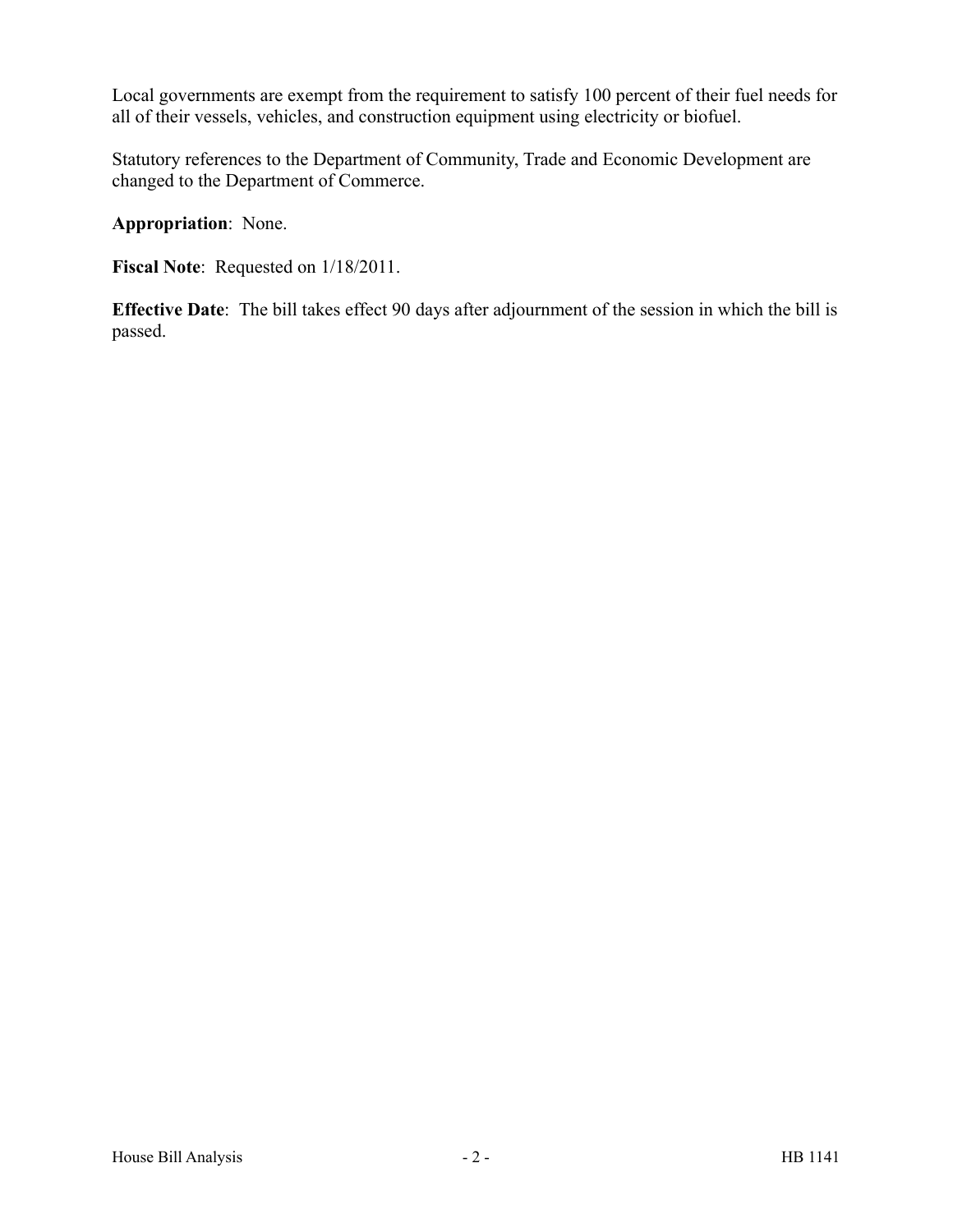Local governments are exempt from the requirement to satisfy 100 percent of their fuel needs for all of their vessels, vehicles, and construction equipment using electricity or biofuel.

Statutory references to the Department of Community, Trade and Economic Development are changed to the Department of Commerce.

**Appropriation**: None.

**Fiscal Note**: Requested on 1/18/2011.

**Effective Date**: The bill takes effect 90 days after adjournment of the session in which the bill is passed.